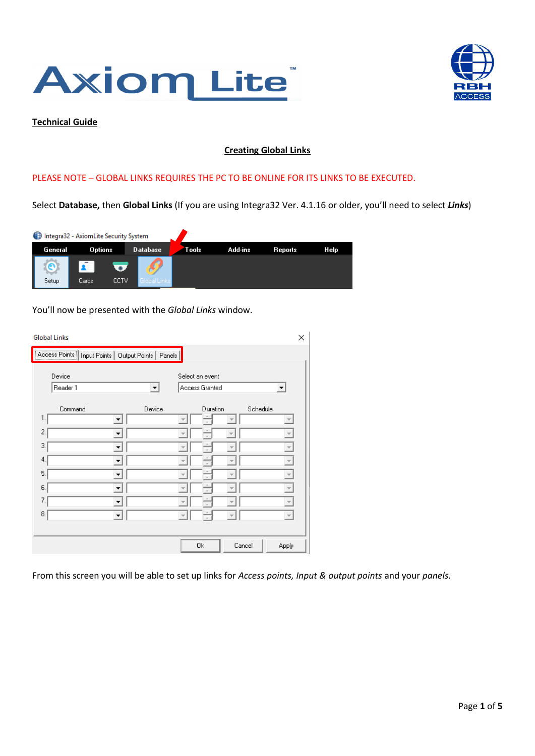# Axiom Lite™

**Technical Guide**

## Creating Global Links

PLEASE NOTE – GLOBAL LINKS REQUIRES THE PC TO BE ONLINE FOR ITS LINKS TO BE EXECUTED.

Select **Database,** then **Global Links** (If you are using Integra32 Ver. 4.1.16 or older, you'll need to select ***Links***)

You'll now be presented with the *Global Links* window.

From this screen you will be able to set up links for *Access points, Input & output points* and your *panels.*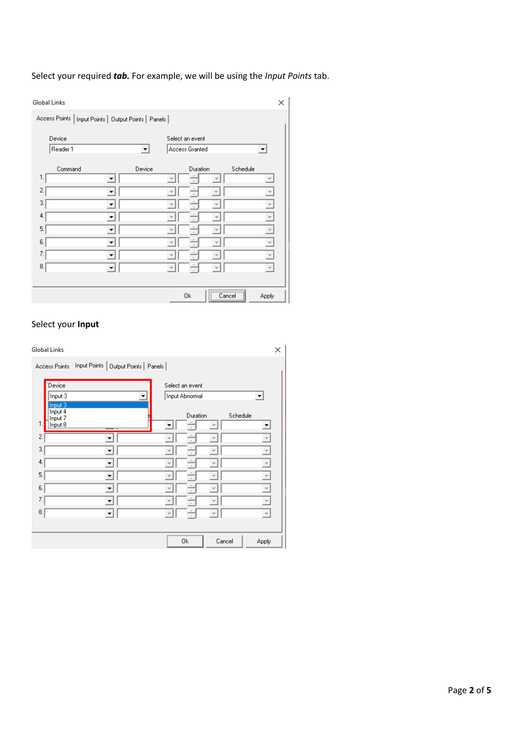Select your required ***tab.*** For example, we will be using the *Input Points* tab.

Select your **Input**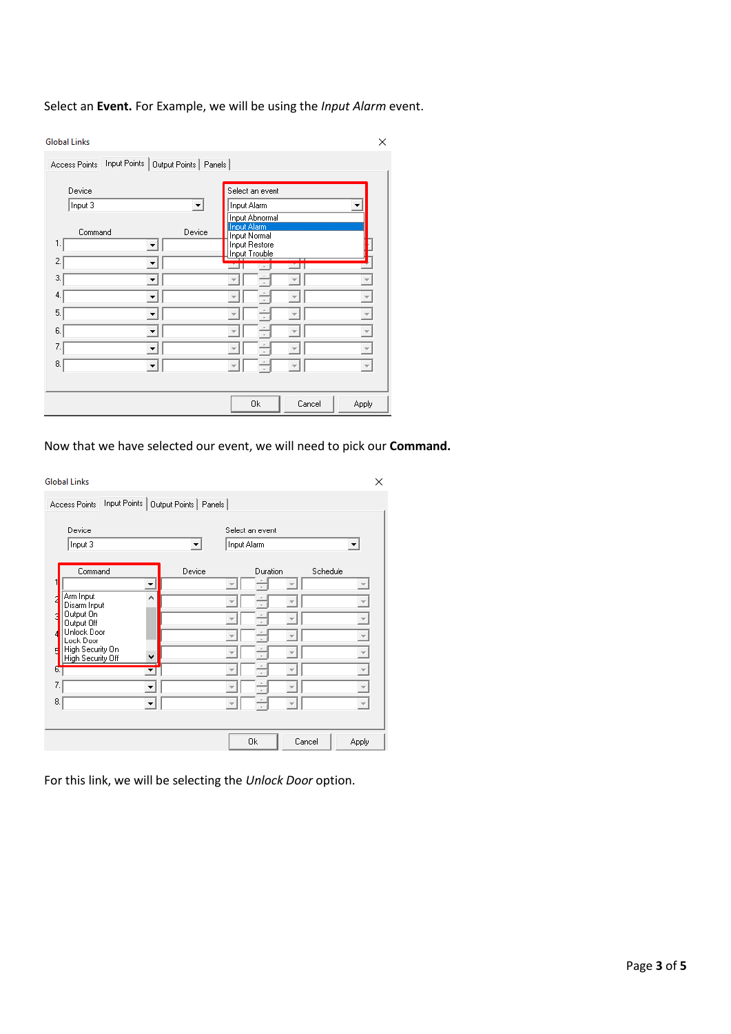Select an **Event.** For Example, we will be using the *Input Alarm* event.

Global Links

Access Points | Input Points | Output Points | Panels

Device: Input 3

Select an event: Input Alarm

- Input Abnormal
- Input Alarm
- Input Normal
- Input Restore
- Input Trouble

Command | Device

Ok | Cancel | Apply

Now that we have selected our event, we will need to pick our **Command.**

Global Links

Access Points | Input Points | Output Points | Panels

Device: Input 3

Select an event: Input Alarm

Command | Device | Duration | Schedule

- Arm Input
- Disarm Input
- Output On
- Output Off
- Unlock Door
- Lock Door
- High Security On
- High Security Off

Ok | Cancel | Apply

For this link, we will be selecting the *Unlock Door* option.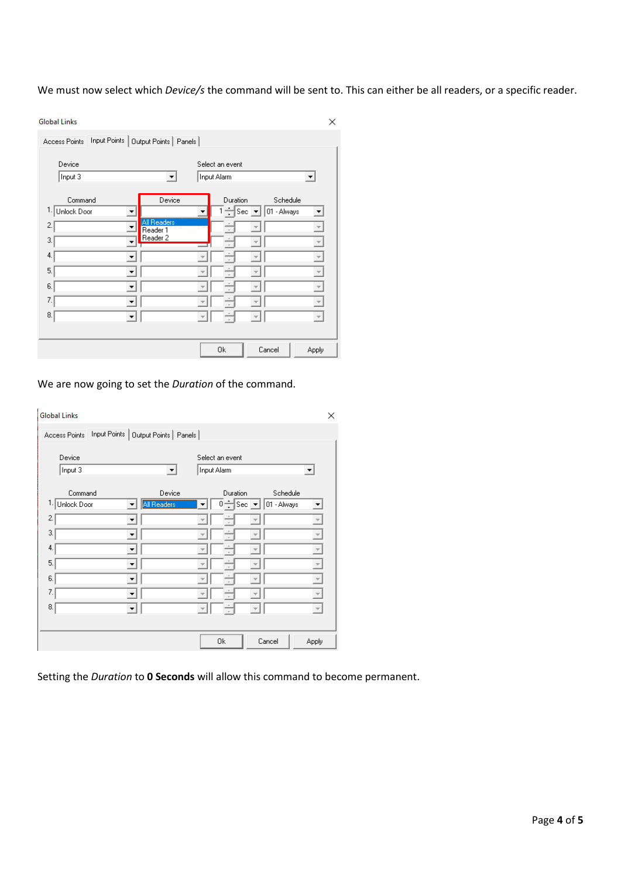We must now select which *Device/s* the command will be sent to. This can either be all readers, or a specific reader.

We are now going to set the *Duration* of the command.

Setting the *Duration* to **0 Seconds** will allow this command to become permanent.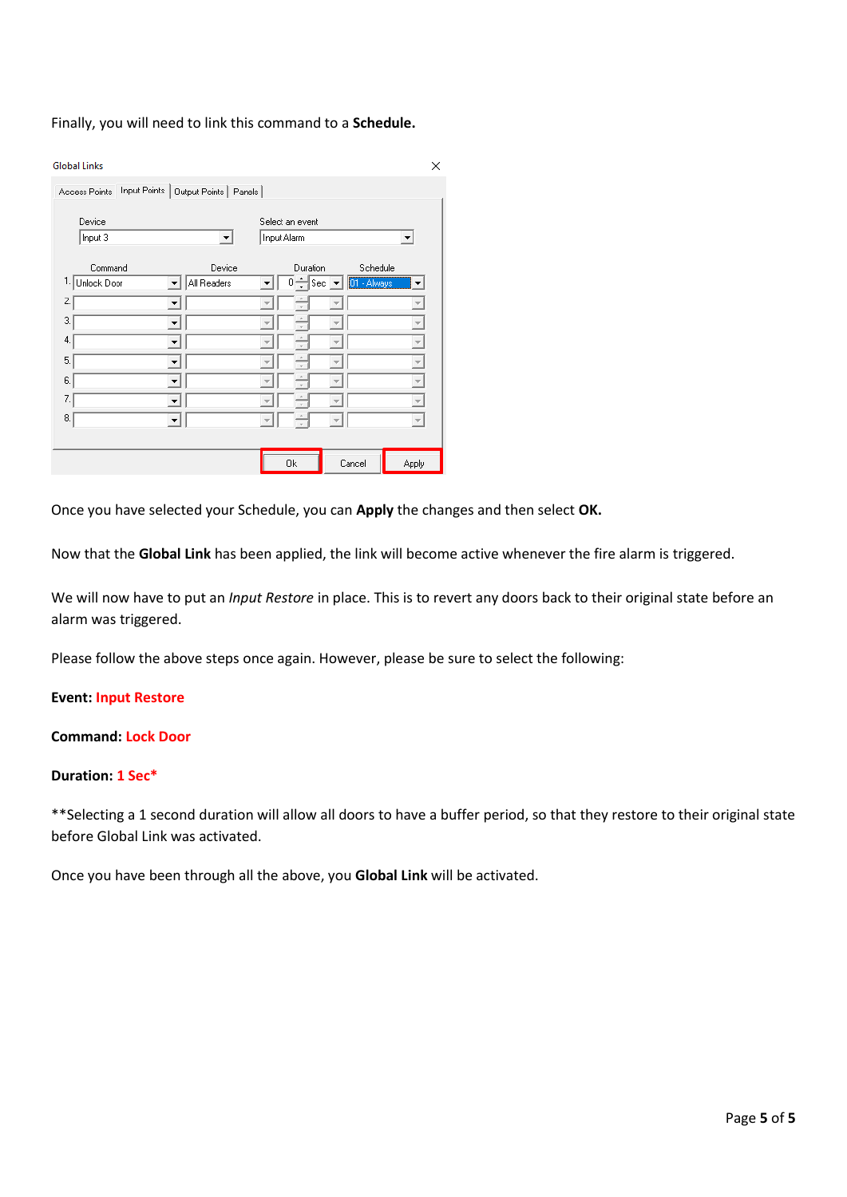Finally, you will need to link this command to a **Schedule.**

Once you have selected your Schedule, you can **Apply** the changes and then select **OK.**

Now that the **Global Link** has been applied, the link will become active whenever the fire alarm is triggered.

We will now have to put an *Input Restore* in place. This is to revert any doors back to their original state before an alarm was triggered.

Please follow the above steps once again. However, please be sure to select the following:

**Event: Input Restore**

**Command: Lock Door**

**Duration: 1 Sec***

**Selecting a 1 second duration will allow all doors to have a buffer period, so that they restore to their original state before Global Link was activated.

Once you have been through all the above, you **Global Link** will be activated.